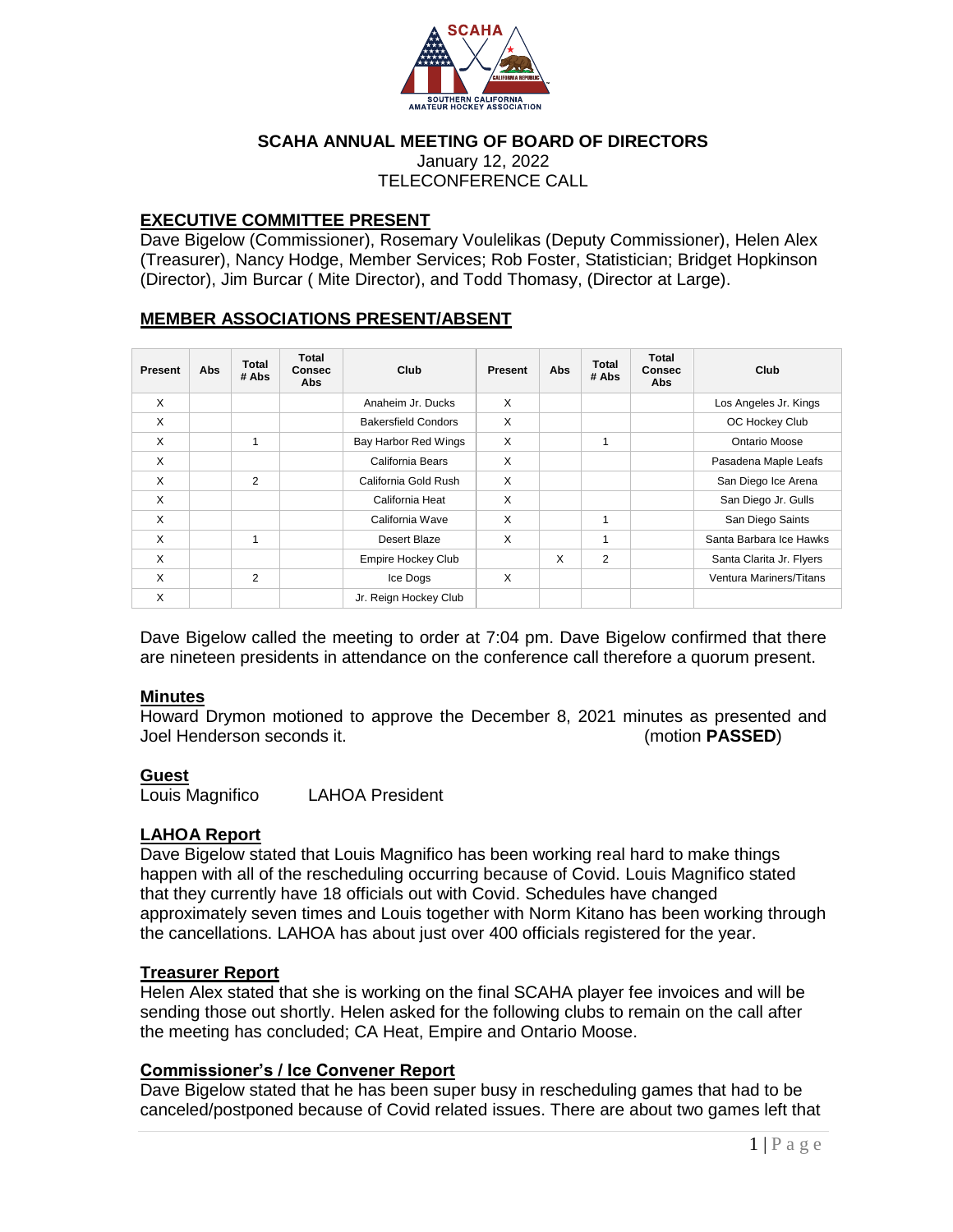**SCAHA ANNUAL MEETING OF BOARD OF DIRECTORS**
January 12, 2022
TELECONFERENCE CALL

## EXECUTIVE COMMITTEE PRESENT

Dave Bigelow (Commissioner), Rosemary Voulelikas (Deputy Commissioner), Helen Alex (Treasurer), Nancy Hodge, Member Services; Rob Foster, Statistician; Bridget Hopkinson (Director), Jim Burcar ( Mite Director), and Todd Thomasy, (Director at Large).

## MEMBER ASSOCIATIONS PRESENT/ABSENT

| Present | Abs | Total # Abs | Total Consec Abs | Club | Present | Abs | Total # Abs | Total Consec Abs | Club |
|---|---|---|---|---|---|---|---|---|---|
| X | | | | Anaheim Jr. Ducks | X | | | | Los Angeles Jr. Kings |
| X | | | | Bakersfield Condors | X | | | | OC Hockey Club |
| X | | 1 | | Bay Harbor Red Wings | X | | 1 | | Ontario Moose |
| X | | | | California Bears | X | | | | Pasadena Maple Leafs |
| X | | 2 | | California Gold Rush | X | | | | San Diego Ice Arena |
| X | | | | California Heat | X | | | | San Diego Jr. Gulls |
| X | | | | California Wave | X | | 1 | | San Diego Saints |
| X | | 1 | | Desert Blaze | X | | 1 | | Santa Barbara Ice Hawks |
| X | | | | Empire Hockey Club | | X | 2 | | Santa Clarita Jr. Flyers |
| X | | 2 | | Ice Dogs | X | | | | Ventura Mariners/Titans |
| X | | | | Jr. Reign Hockey Club | | | | | |

Dave Bigelow called the meeting to order at 7:04 pm. Dave Bigelow confirmed that there are nineteen presidents in attendance on the conference call therefore a quorum present.

## Minutes

Howard Drymon motioned to approve the December 8, 2021 minutes as presented and Joel Henderson seconds it. (motion **PASSED**)

## Guest

Louis Magnifico LAHOA President

## LAHOA Report

Dave Bigelow stated that Louis Magnifico has been working real hard to make things happen with all of the rescheduling occurring because of Covid. Louis Magnifico stated that they currently have 18 officials out with Covid. Schedules have changed approximately seven times and Louis together with Norm Kitano has been working through the cancellations. LAHOA has about just over 400 officials registered for the year.

## Treasurer Report

Helen Alex stated that she is working on the final SCAHA player fee invoices and will be sending those out shortly. Helen asked for the following clubs to remain on the call after the meeting has concluded; CA Heat, Empire and Ontario Moose.

## Commissioner's / Ice Convener Report

Dave Bigelow stated that he has been super busy in rescheduling games that had to be canceled/postponed because of Covid related issues. There are about two games left that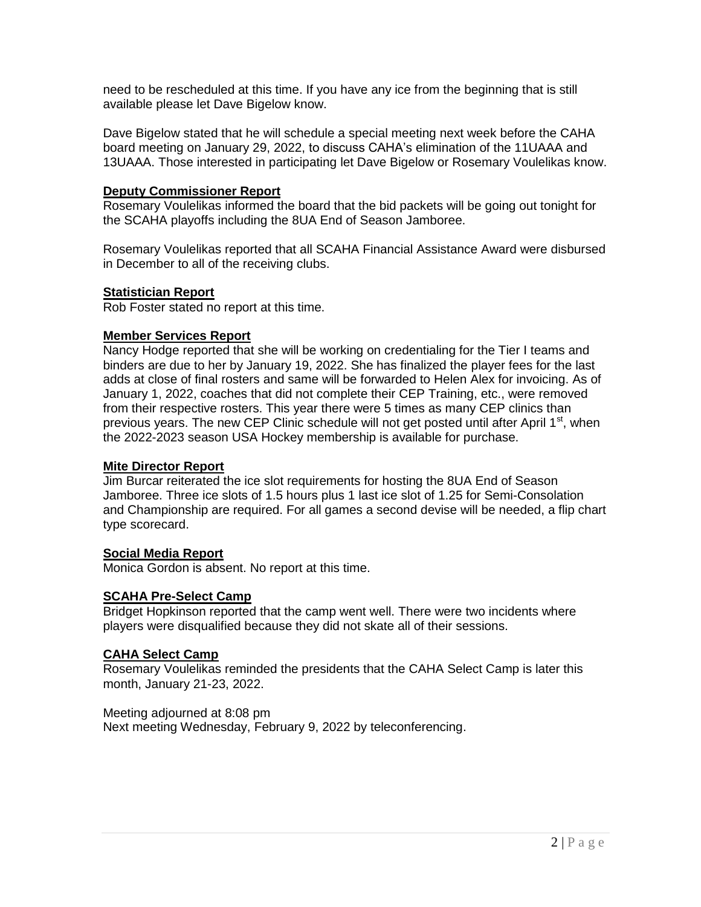need to be rescheduled at this time. If you have any ice from the beginning that is still available please let Dave Bigelow know.

Dave Bigelow stated that he will schedule a special meeting next week before the CAHA board meeting on January 29, 2022, to discuss CAHA's elimination of the 11UAAA and 13UAAA. Those interested in participating let Dave Bigelow or Rosemary Voulelikas know.

**Deputy Commissioner Report**

Rosemary Voulelikas informed the board that the bid packets will be going out tonight for the SCAHA playoffs including the 8UA End of Season Jamboree.

Rosemary Voulelikas reported that all SCAHA Financial Assistance Award were disbursed in December to all of the receiving clubs.

**Statistician Report**

Rob Foster stated no report at this time.

**Member Services Report**

Nancy Hodge reported that she will be working on credentialing for the Tier I teams and binders are due to her by January 19, 2022. She has finalized the player fees for the last adds at close of final rosters and same will be forwarded to Helen Alex for invoicing. As of January 1, 2022, coaches that did not complete their CEP Training, etc., were removed from their respective rosters. This year there were 5 times as many CEP clinics than previous years. The new CEP Clinic schedule will not get posted until after April 1st, when the 2022-2023 season USA Hockey membership is available for purchase.

**Mite Director Report**

Jim Burcar reiterated the ice slot requirements for hosting the 8UA End of Season Jamboree. Three ice slots of 1.5 hours plus 1 last ice slot of 1.25 for Semi-Consolation and Championship are required. For all games a second devise will be needed, a flip chart type scorecard.

**Social Media Report**

Monica Gordon is absent. No report at this time.

**SCAHA Pre-Select Camp**

Bridget Hopkinson reported that the camp went well. There were two incidents where players were disqualified because they did not skate all of their sessions.

**CAHA Select Camp**

Rosemary Voulelikas reminded the presidents that the CAHA Select Camp is later this month, January 21-23, 2022.

Meeting adjourned at 8:08 pm
Next meeting Wednesday, February 9, 2022 by teleconferencing.